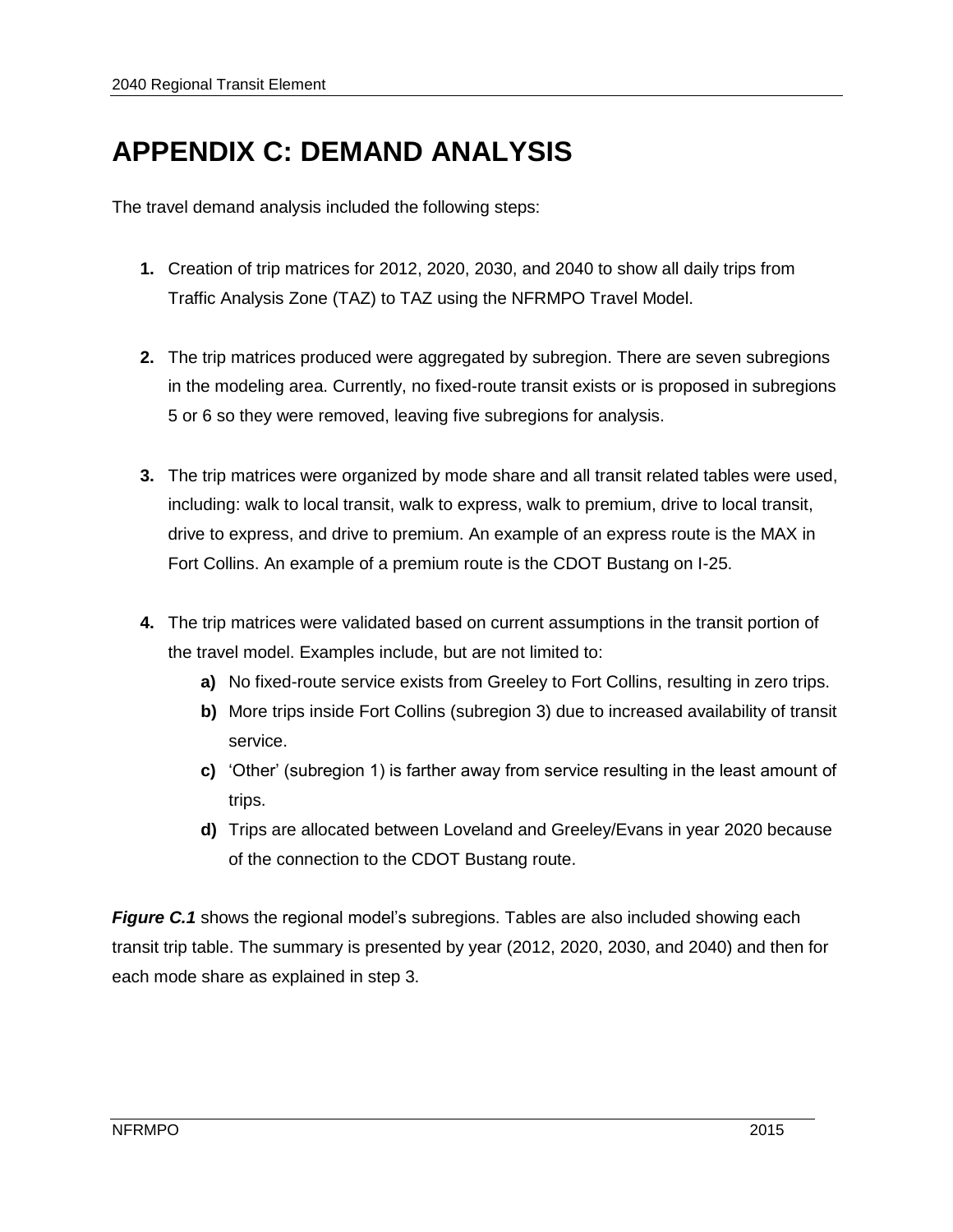# APPENDIX C: DEMAND ANALYSIS

The travel demand analysis included the following steps:

1. Creation of trip matrices for 2012, 2020, 2030, and 2040 to show all daily trips from Traffic Analysis Zone (TAZ) to TAZ using the NFRMPO Travel Model.

2. The trip matrices produced were aggregated by subregion. There are seven subregions in the modeling area. Currently, no fixed-route transit exists or is proposed in subregions 5 or 6 so they were removed, leaving five subregions for analysis.

3. The trip matrices were organized by mode share and all transit related tables were used, including: walk to local transit, walk to express, walk to premium, drive to local transit, drive to express, and drive to premium. An example of an express route is the MAX in Fort Collins. An example of a premium route is the CDOT Bustang on I-25.

4. The trip matrices were validated based on current assumptions in the transit portion of the travel model. Examples include, but are not limited to:
   - **a)** No fixed-route service exists from Greeley to Fort Collins, resulting in zero trips.
   - **b)** More trips inside Fort Collins (subregion 3) due to increased availability of transit service.
   - **c)** 'Other' (subregion 1) is farther away from service resulting in the least amount of trips.
   - **d)** Trips are allocated between Loveland and Greeley/Evans in year 2020 because of the connection to the CDOT Bustang route.

***Figure C.1*** shows the regional model's subregions. Tables are also included showing each transit trip table. The summary is presented by year (2012, 2020, 2030, and 2040) and then for each mode share as explained in step 3.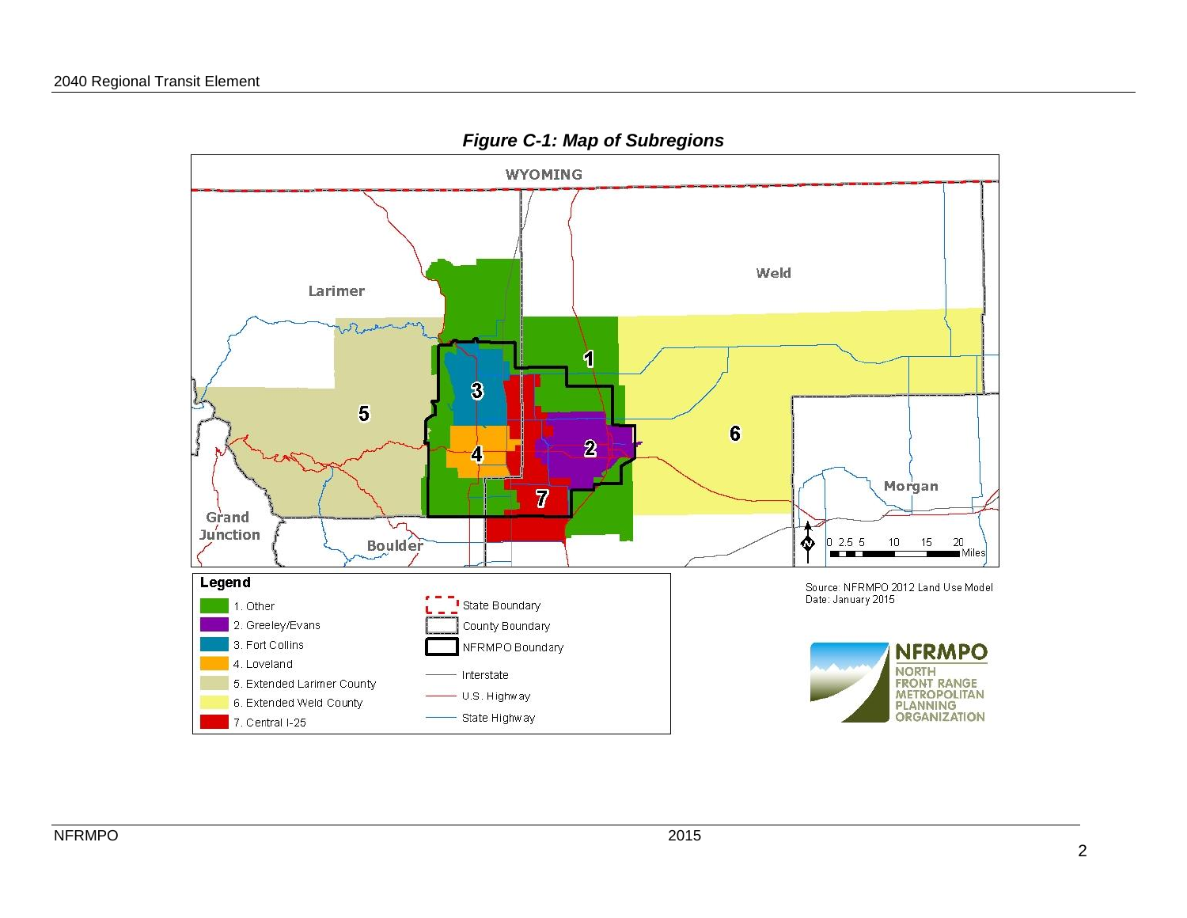***Figure C-1: Map of Subregions***

WYOMING

Larimer

Weld

Morgan

Grand Junction

Boulder

0 2.5 5 10 15 20 Miles

**Legend**

1. Other
2. Greeley/Evans
3. Fort Collins
4. Loveland
5. Extended Larimer County
6. Extended Weld County
7. Central I-25

State Boundary

County Boundary

NFRMPO Boundary

Interstate

U.S. Highway

State Highway

Source: NFRMPO 2012 Land Use Model
Date: January 2015

**NFRMPO**
NORTH FRONT RANGE METROPOLITAN PLANNING ORGANIZATION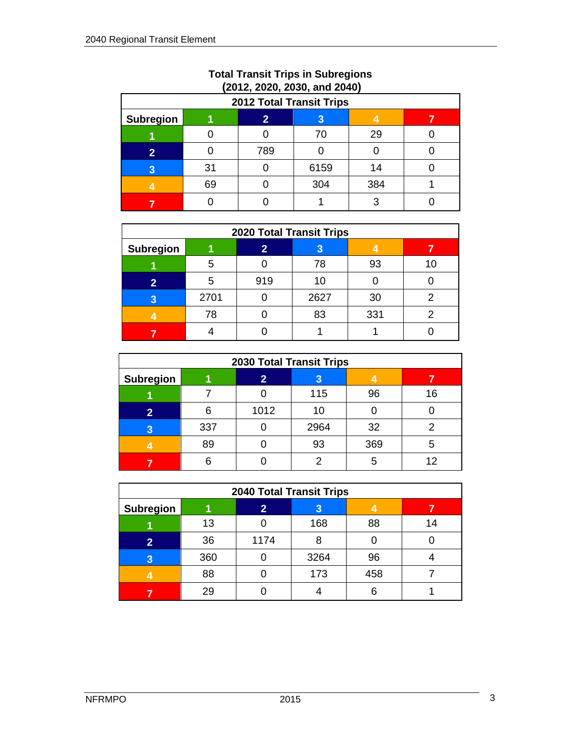**Total Transit Trips in Subregions (2012, 2020, 2030, and 2040)**

| 2012 Total Transit Trips | | | | | |
|---|---|---|---|---|---|
| Subregion | 1 | 2 | 3 | 4 | 7 |
| 1 | 0 | 0 | 70 | 29 | 0 |
| 2 | 0 | 789 | 0 | 0 | 0 |
| 3 | 31 | 0 | 6159 | 14 | 0 |
| 4 | 69 | 0 | 304 | 384 | 1 |
| 7 | 0 | 0 | 1 | 3 | 0 |

| 2020 Total Transit Trips | | | | | |
|---|---|---|---|---|---|
| Subregion | 1 | 2 | 3 | 4 | 7 |
| 1 | 5 | 0 | 78 | 93 | 10 |
| 2 | 5 | 919 | 10 | 0 | 0 |
| 3 | 2701 | 0 | 2627 | 30 | 2 |
| 4 | 78 | 0 | 83 | 331 | 2 |
| 7 | 4 | 0 | 1 | 1 | 0 |

| 2030 Total Transit Trips | | | | | |
|---|---|---|---|---|---|
| Subregion | 1 | 2 | 3 | 4 | 7 |
| 1 | 7 | 0 | 115 | 96 | 16 |
| 2 | 6 | 1012 | 10 | 0 | 0 |
| 3 | 337 | 0 | 2964 | 32 | 2 |
| 4 | 89 | 0 | 93 | 369 | 5 |
| 7 | 6 | 0 | 2 | 5 | 12 |

| 2040 Total Transit Trips | | | | | |
|---|---|---|---|---|---|
| Subregion | 1 | 2 | 3 | 4 | 7 |
| 1 | 13 | 0 | 168 | 88 | 14 |
| 2 | 36 | 1174 | 8 | 0 | 0 |
| 3 | 360 | 0 | 3264 | 96 | 4 |
| 4 | 88 | 0 | 173 | 458 | 7 |
| 7 | 29 | 0 | 4 | 6 | 1 |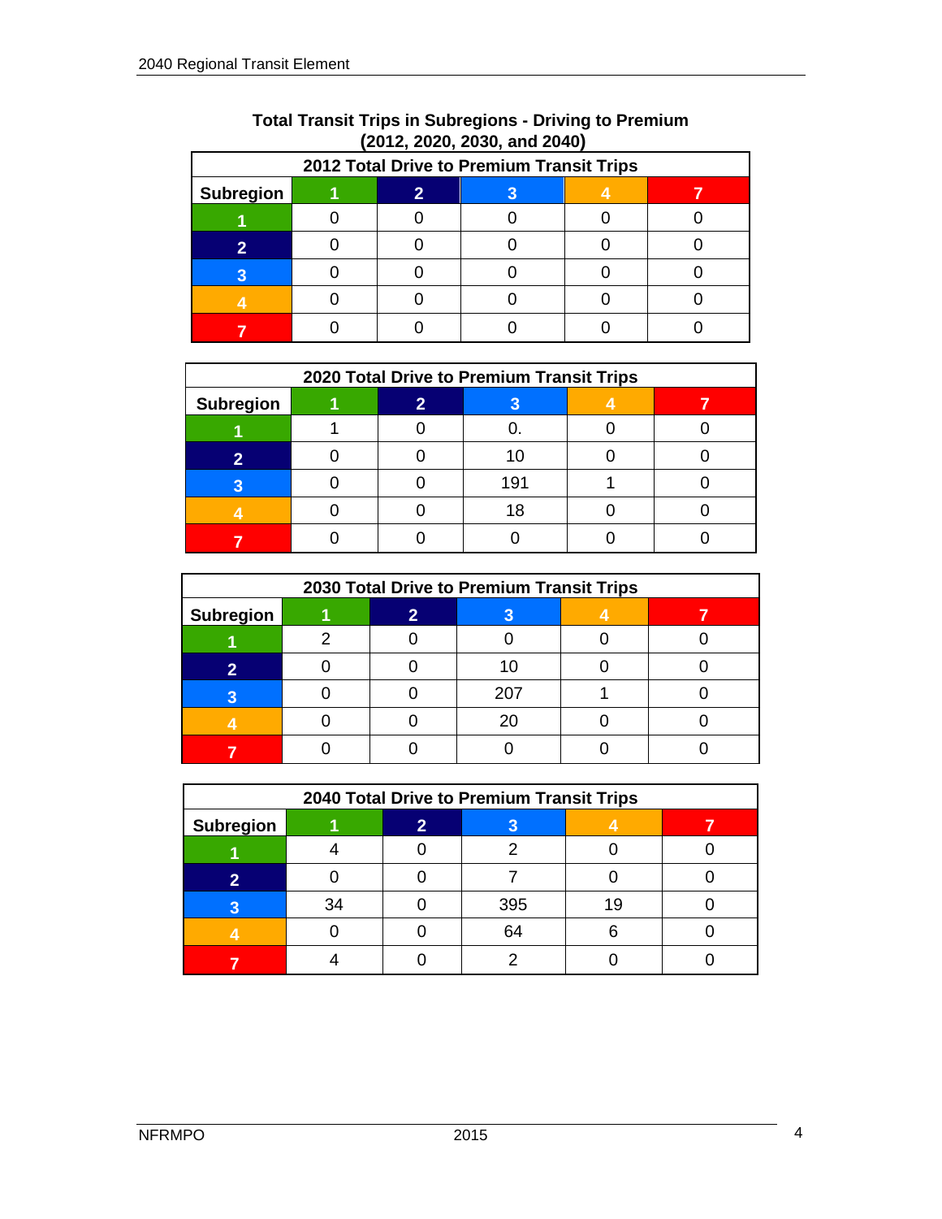**Total Transit Trips in Subregions - Driving to Premium (2012, 2020, 2030, and 2040)**

| 2012 Total Drive to Premium Transit Trips | | | | | |
|---|---|---|---|---|---|
| Subregion | 1 | 2 | 3 | 4 | 7 |
| 1 | 0 | 0 | 0 | 0 | 0 |
| 2 | 0 | 0 | 0 | 0 | 0 |
| 3 | 0 | 0 | 0 | 0 | 0 |
| 4 | 0 | 0 | 0 | 0 | 0 |
| 7 | 0 | 0 | 0 | 0 | 0 |

| 2020 Total Drive to Premium Transit Trips | | | | | |
|---|---|---|---|---|---|
| Subregion | 1 | 2 | 3 | 4 | 7 |
| 1 | 1 | 0 | 0. | 0 | 0 |
| 2 | 0 | 0 | 10 | 0 | 0 |
| 3 | 0 | 0 | 191 | 1 | 0 |
| 4 | 0 | 0 | 18 | 0 | 0 |
| 7 | 0 | 0 | 0 | 0 | 0 |

| 2030 Total Drive to Premium Transit Trips | | | | | |
|---|---|---|---|---|---|
| Subregion | 1 | 2 | 3 | 4 | 7 |
| 1 | 2 | 0 | 0 | 0 | 0 |
| 2 | 0 | 0 | 10 | 0 | 0 |
| 3 | 0 | 0 | 207 | 1 | 0 |
| 4 | 0 | 0 | 20 | 0 | 0 |
| 7 | 0 | 0 | 0 | 0 | 0 |

| 2040 Total Drive to Premium Transit Trips | | | | | |
|---|---|---|---|---|---|
| Subregion | 1 | 2 | 3 | 4 | 7 |
| 1 | 4 | 0 | 2 | 0 | 0 |
| 2 | 0 | 0 | 7 | 0 | 0 |
| 3 | 34 | 0 | 395 | 19 | 0 |
| 4 | 0 | 0 | 64 | 6 | 0 |
| 7 | 4 | 0 | 2 | 0 | 0 |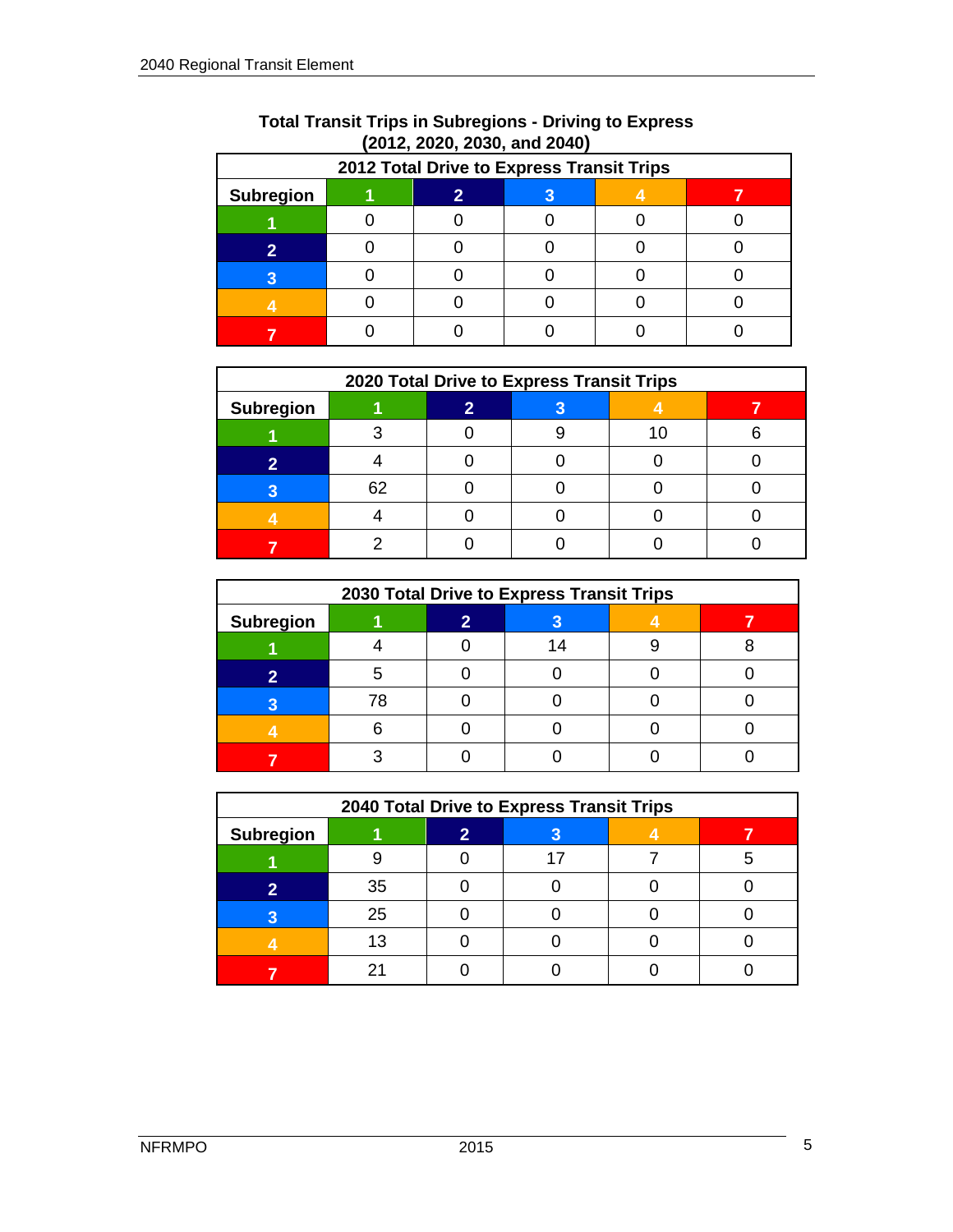**Total Transit Trips in Subregions - Driving to Express (2012, 2020, 2030, and 2040)**

| 2012 Total Drive to Express Transit Trips | | | | | |
|---|---|---|---|---|---|
| Subregion | 1 | 2 | 3 | 4 | 7 |
| 1 | 0 | 0 | 0 | 0 | 0 |
| 2 | 0 | 0 | 0 | 0 | 0 |
| 3 | 0 | 0 | 0 | 0 | 0 |
| 4 | 0 | 0 | 0 | 0 | 0 |
| 7 | 0 | 0 | 0 | 0 | 0 |

| 2020 Total Drive to Express Transit Trips | | | | | |
|---|---|---|---|---|---|
| Subregion | 1 | 2 | 3 | 4 | 7 |
| 1 | 3 | 0 | 9 | 10 | 6 |
| 2 | 4 | 0 | 0 | 0 | 0 |
| 3 | 62 | 0 | 0 | 0 | 0 |
| 4 | 4 | 0 | 0 | 0 | 0 |
| 7 | 2 | 0 | 0 | 0 | 0 |

| 2030 Total Drive to Express Transit Trips | | | | | |
|---|---|---|---|---|---|
| Subregion | 1 | 2 | 3 | 4 | 7 |
| 1 | 4 | 0 | 14 | 9 | 8 |
| 2 | 5 | 0 | 0 | 0 | 0 |
| 3 | 78 | 0 | 0 | 0 | 0 |
| 4 | 6 | 0 | 0 | 0 | 0 |
| 7 | 3 | 0 | 0 | 0 | 0 |

| 2040 Total Drive to Express Transit Trips | | | | | |
|---|---|---|---|---|---|
| Subregion | 1 | 2 | 3 | 4 | 7 |
| 1 | 9 | 0 | 17 | 7 | 5 |
| 2 | 35 | 0 | 0 | 0 | 0 |
| 3 | 25 | 0 | 0 | 0 | 0 |
| 4 | 13 | 0 | 0 | 0 | 0 |
| 7 | 21 | 0 | 0 | 0 | 0 |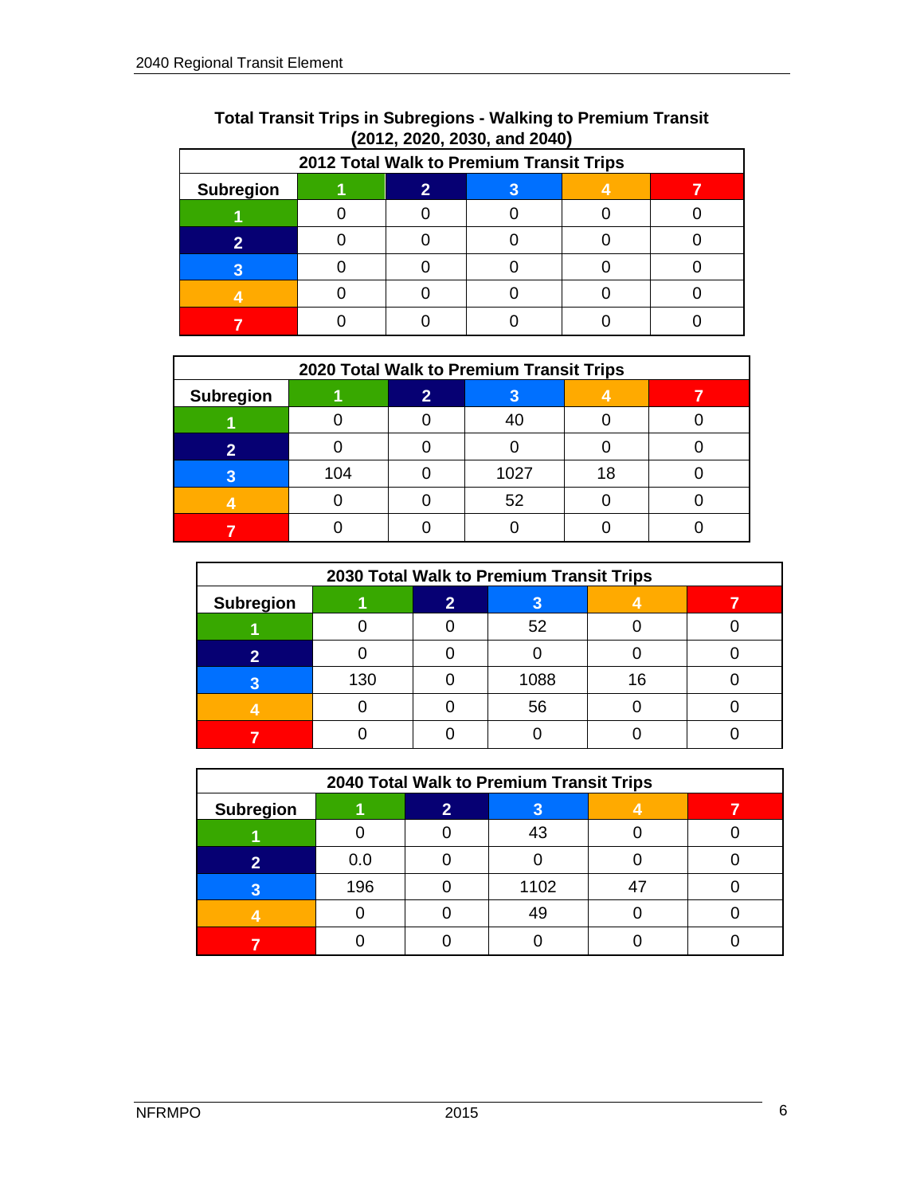**Total Transit Trips in Subregions - Walking to Premium Transit (2012, 2020, 2030, and 2040)**

| 2012 Total Walk to Premium Transit Trips | | | | | |
|---|---|---|---|---|---|
| Subregion | 1 | 2 | 3 | 4 | 7 |
| 1 | 0 | 0 | 0 | 0 | 0 |
| 2 | 0 | 0 | 0 | 0 | 0 |
| 3 | 0 | 0 | 0 | 0 | 0 |
| 4 | 0 | 0 | 0 | 0 | 0 |
| 7 | 0 | 0 | 0 | 0 | 0 |

| 2020 Total Walk to Premium Transit Trips | | | | | |
|---|---|---|---|---|---|
| Subregion | 1 | 2 | 3 | 4 | 7 |
| 1 | 0 | 0 | 40 | 0 | 0 |
| 2 | 0 | 0 | 0 | 0 | 0 |
| 3 | 104 | 0 | 1027 | 18 | 0 |
| 4 | 0 | 0 | 52 | 0 | 0 |
| 7 | 0 | 0 | 0 | 0 | 0 |

| 2030 Total Walk to Premium Transit Trips | | | | | |
|---|---|---|---|---|---|
| Subregion | 1 | 2 | 3 | 4 | 7 |
| 1 | 0 | 0 | 52 | 0 | 0 |
| 2 | 0 | 0 | 0 | 0 | 0 |
| 3 | 130 | 0 | 1088 | 16 | 0 |
| 4 | 0 | 0 | 56 | 0 | 0 |
| 7 | 0 | 0 | 0 | 0 | 0 |

| 2040 Total Walk to Premium Transit Trips | | | | | |
|---|---|---|---|---|---|
| Subregion | 1 | 2 | 3 | 4 | 7 |
| 1 | 0 | 0 | 43 | 0 | 0 |
| 2 | 0.0 | 0 | 0 | 0 | 0 |
| 3 | 196 | 0 | 1102 | 47 | 0 |
| 4 | 0 | 0 | 49 | 0 | 0 |
| 7 | 0 | 0 | 0 | 0 | 0 |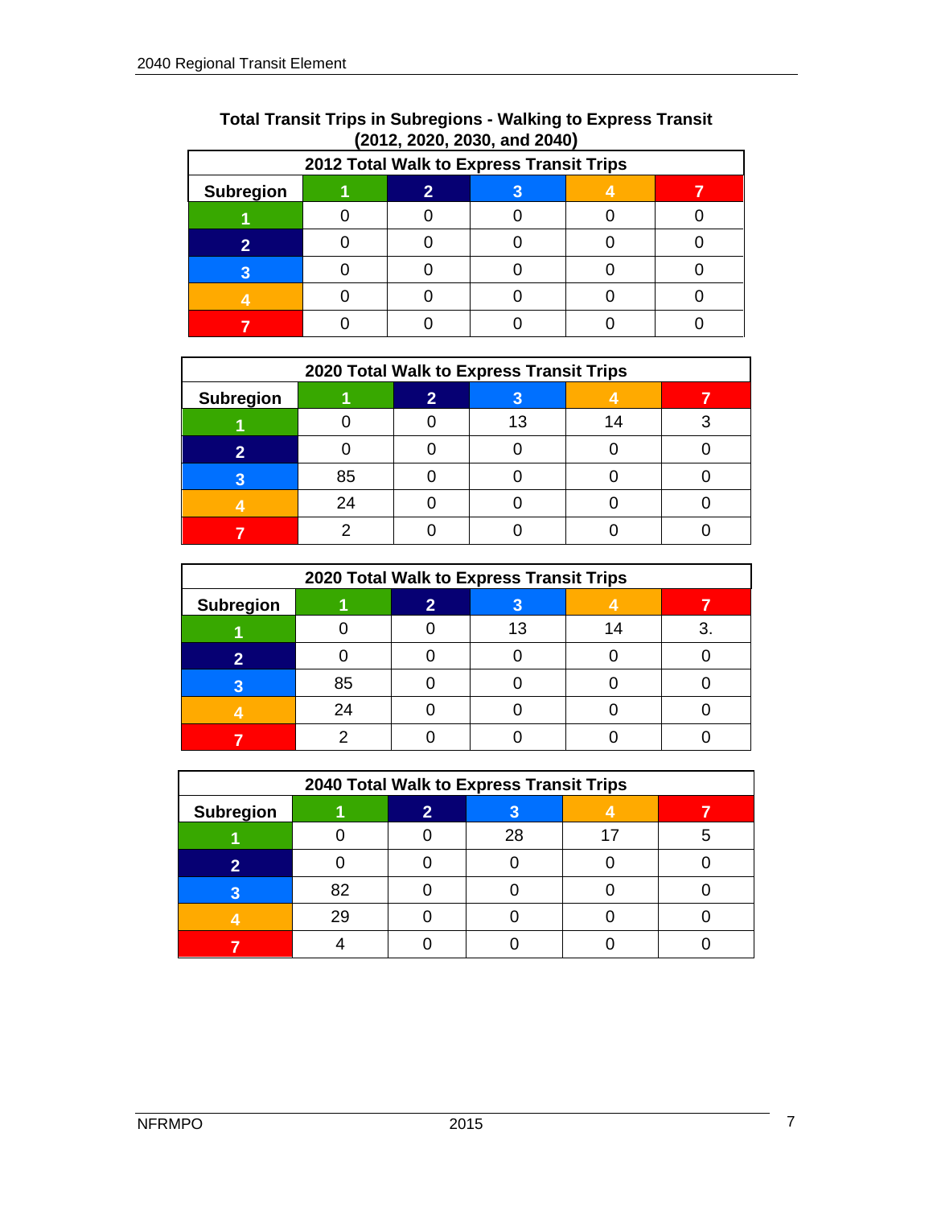**Total Transit Trips in Subregions - Walking to Express Transit (2012, 2020, 2030, and 2040)**

| 2012 Total Walk to Express Transit Trips | | | | | |
|---|---|---|---|---|---|
| Subregion | 1 | 2 | 3 | 4 | 7 |
| 1 | 0 | 0 | 0 | 0 | 0 |
| 2 | 0 | 0 | 0 | 0 | 0 |
| 3 | 0 | 0 | 0 | 0 | 0 |
| 4 | 0 | 0 | 0 | 0 | 0 |
| 7 | 0 | 0 | 0 | 0 | 0 |

| 2020 Total Walk to Express Transit Trips | | | | | |
|---|---|---|---|---|---|
| Subregion | 1 | 2 | 3 | 4 | 7 |
| 1 | 0 | 0 | 13 | 14 | 3 |
| 2 | 0 | 0 | 0 | 0 | 0 |
| 3 | 85 | 0 | 0 | 0 | 0 |
| 4 | 24 | 0 | 0 | 0 | 0 |
| 7 | 2 | 0 | 0 | 0 | 0 |

| 2020 Total Walk to Express Transit Trips | | | | | |
|---|---|---|---|---|---|
| Subregion | 1 | 2 | 3 | 4 | 7 |
| 1 | 0 | 0 | 13 | 14 | 3. |
| 2 | 0 | 0 | 0 | 0 | 0 |
| 3 | 85 | 0 | 0 | 0 | 0 |
| 4 | 24 | 0 | 0 | 0 | 0 |
| 7 | 2 | 0 | 0 | 0 | 0 |

| 2040 Total Walk to Express Transit Trips | | | | | |
|---|---|---|---|---|---|
| Subregion | 1 | 2 | 3 | 4 | 7 |
| 1 | 0 | 0 | 28 | 17 | 5 |
| 2 | 0 | 0 | 0 | 0 | 0 |
| 3 | 82 | 0 | 0 | 0 | 0 |
| 4 | 29 | 0 | 0 | 0 | 0 |
| 7 | 4 | 0 | 0 | 0 | 0 |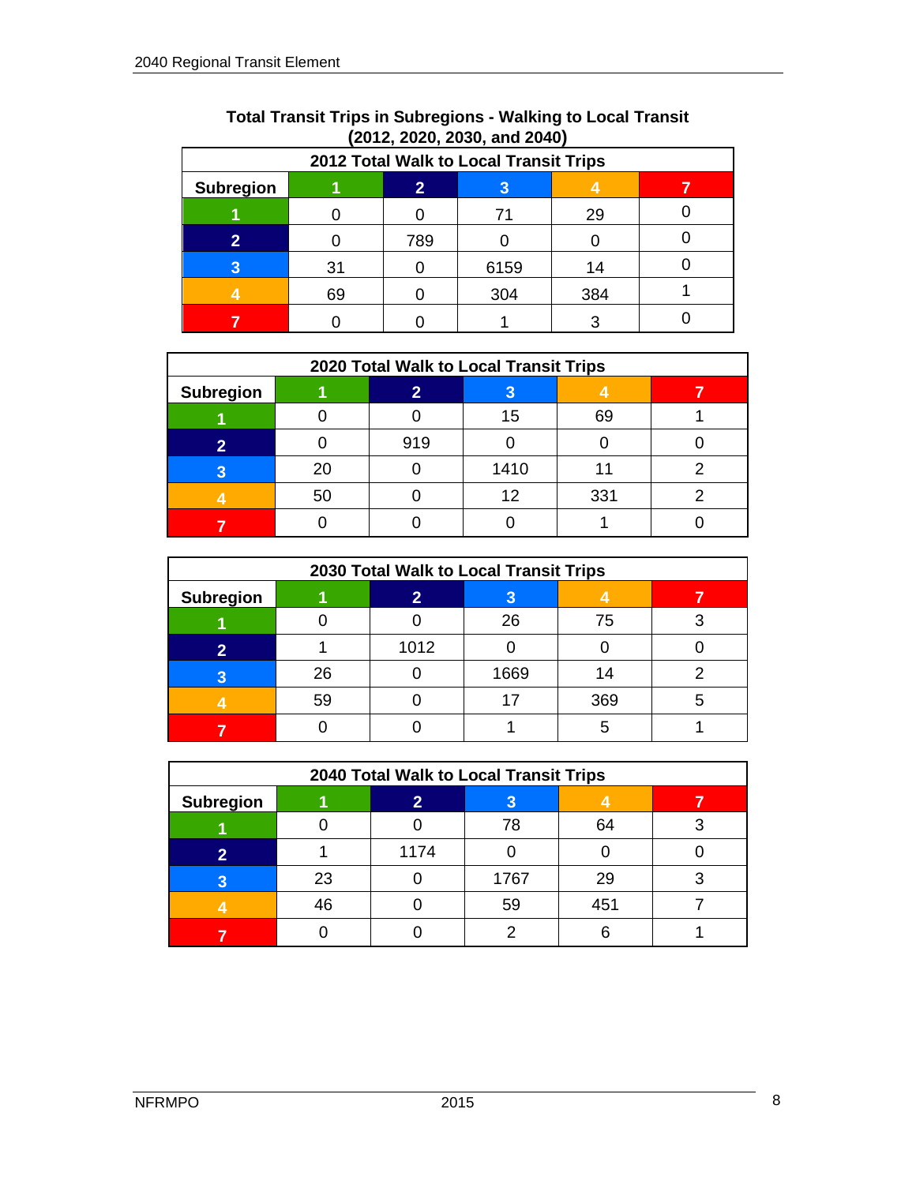**Total Transit Trips in Subregions - Walking to Local Transit (2012, 2020, 2030, and 2040)**

| 2012 Total Walk to Local Transit Trips | | | | | |
|---|---|---|---|---|---|
| Subregion | 1 | 2 | 3 | 4 | 7 |
| 1 | 0 | 0 | 71 | 29 | 0 |
| 2 | 0 | 789 | 0 | 0 | 0 |
| 3 | 31 | 0 | 6159 | 14 | 0 |
| 4 | 69 | 0 | 304 | 384 | 1 |
| 7 | 0 | 0 | 1 | 3 | 0 |

| 2020 Total Walk to Local Transit Trips | | | | | |
|---|---|---|---|---|---|
| Subregion | 1 | 2 | 3 | 4 | 7 |
| 1 | 0 | 0 | 15 | 69 | 1 |
| 2 | 0 | 919 | 0 | 0 | 0 |
| 3 | 20 | 0 | 1410 | 11 | 2 |
| 4 | 50 | 0 | 12 | 331 | 2 |
| 7 | 0 | 0 | 0 | 1 | 0 |

| 2030 Total Walk to Local Transit Trips | | | | | |
|---|---|---|---|---|---|
| Subregion | 1 | 2 | 3 | 4 | 7 |
| 1 | 0 | 0 | 26 | 75 | 3 |
| 2 | 1 | 1012 | 0 | 0 | 0 |
| 3 | 26 | 0 | 1669 | 14 | 2 |
| 4 | 59 | 0 | 17 | 369 | 5 |
| 7 | 0 | 0 | 1 | 5 | 1 |

| 2040 Total Walk to Local Transit Trips | | | | | |
|---|---|---|---|---|---|
| Subregion | 1 | 2 | 3 | 4 | 7 |
| 1 | 0 | 0 | 78 | 64 | 3 |
| 2 | 1 | 1174 | 0 | 0 | 0 |
| 3 | 23 | 0 | 1767 | 29 | 3 |
| 4 | 46 | 0 | 59 | 451 | 7 |
| 7 | 0 | 0 | 2 | 6 | 1 |